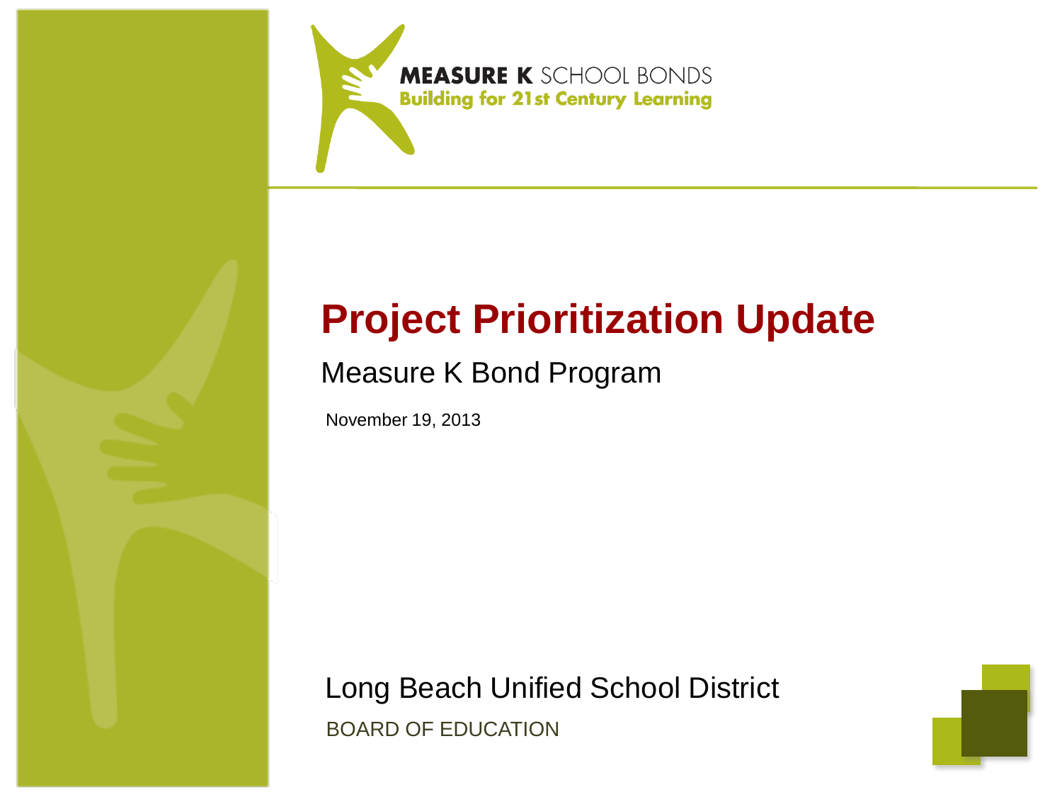**MEASURE K** SCHOOL BONDS
**Building for 21st Century Learning**

# Project Prioritization Update

## Measure K Bond Program

November 19, 2013

Long Beach Unified School District

BOARD OF EDUCATION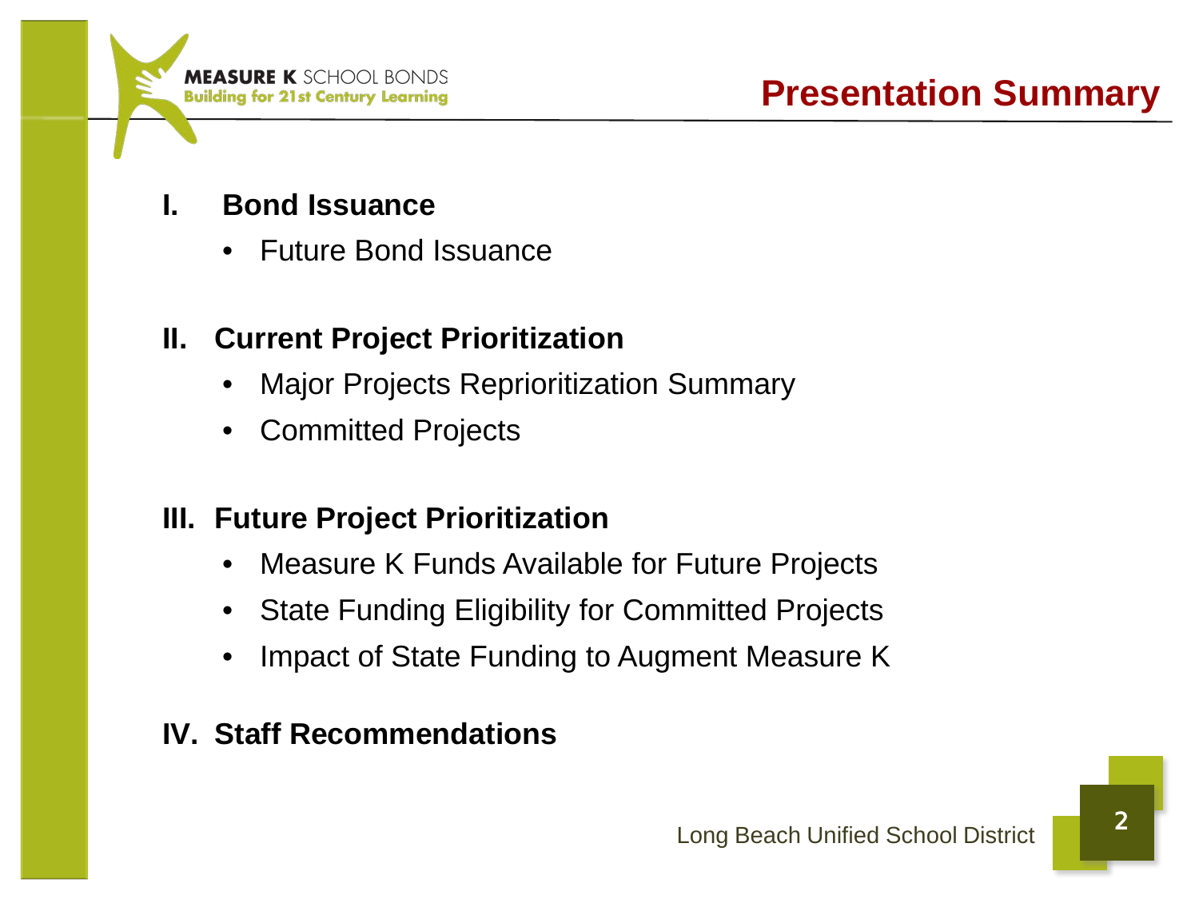# Presentation Summary

**I. Bond Issuance**

- Future Bond Issuance

**II. Current Project Prioritization**

- Major Projects Reprioritization Summary
- Committed Projects

**III. Future Project Prioritization**

- Measure K Funds Available for Future Projects
- State Funding Eligibility for Committed Projects
- Impact of State Funding to Augment Measure K

**IV. Staff Recommendations**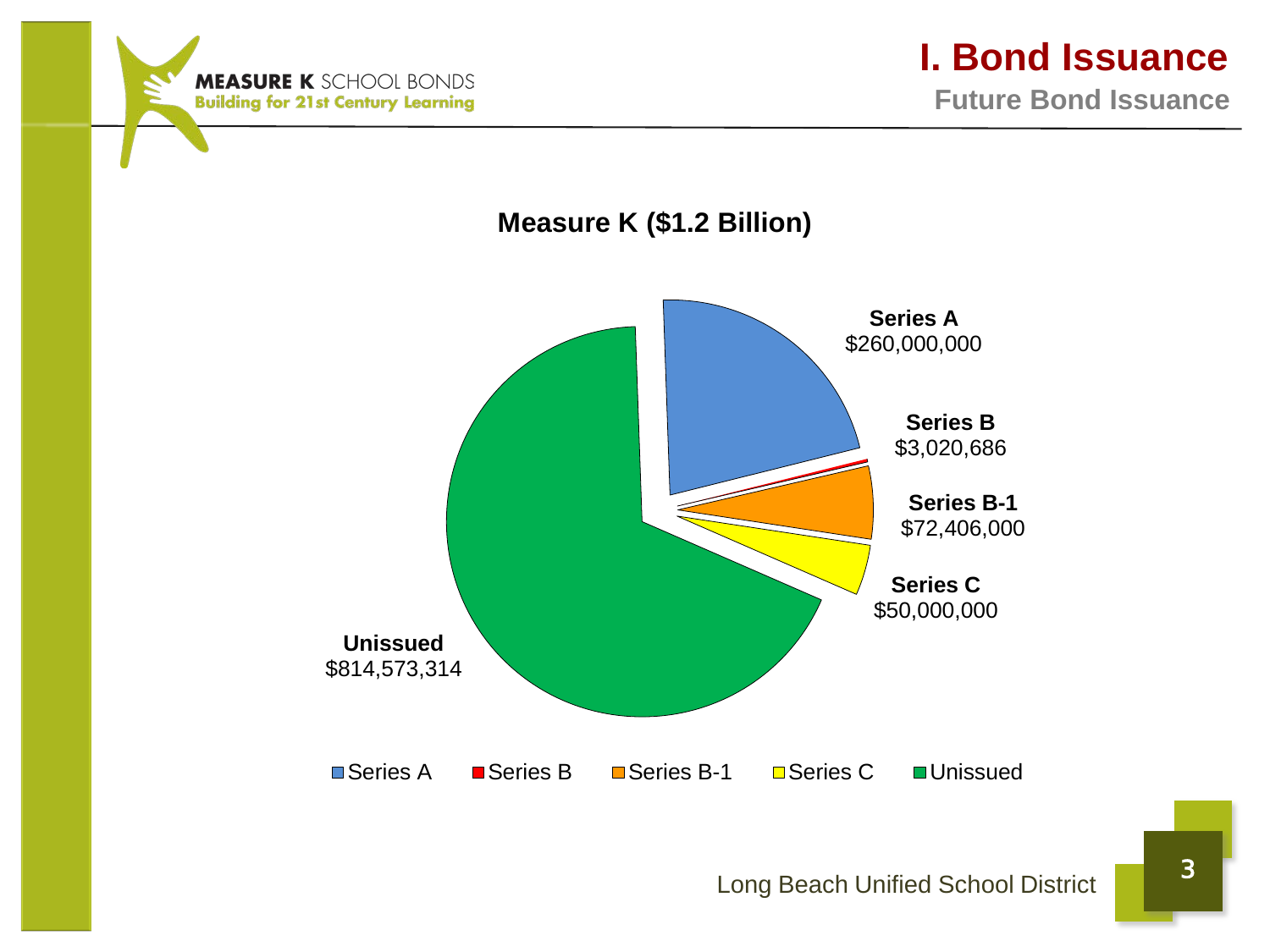MEASURE K SCHOOL BONDS
Building for 21st Century Learning

# I. Bond Issuance

## Future Bond Issuance

### Measure K ($1.2 Billion)

| Series | Amount |
| --- | --- |
| Series A | $260,000,000 |
| Series B | $3,020,686 |
| Series B-1 | $72,406,000 |
| Series C | $50,000,000 |
| Unissued | $814,573,314 |

Series A · Series B · Series B-1 · Series C · Unissued

Long Beach Unified School District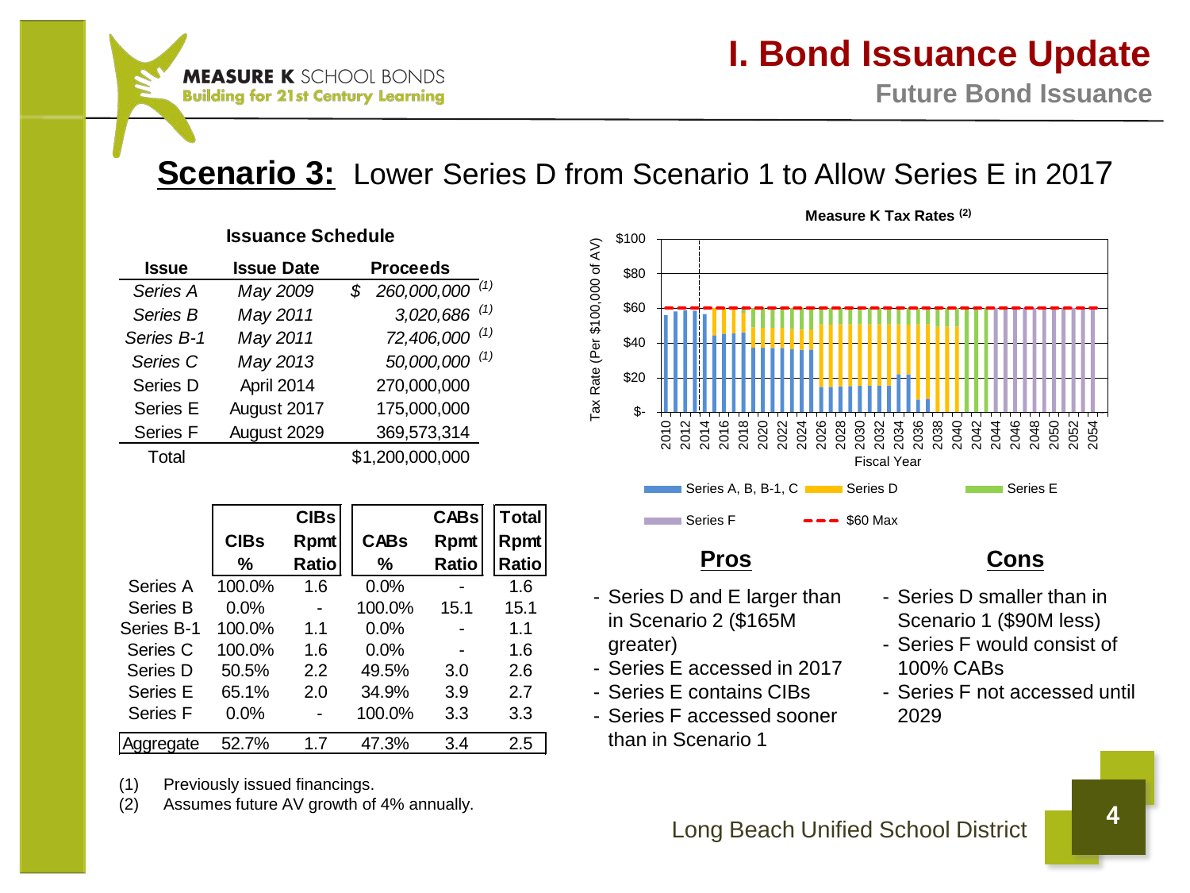# I. Bond Issuance Update

## Future Bond Issuance

MEASURE K SCHOOL BONDS
Building for 21st Century Learning

## **Scenario 3:** Lower Series D from Scenario 1 to Allow Series E in 2017

### Issuance Schedule

| Issue | Issue Date | Proceeds |
|---|---|---|
| *Series A* | *May 2009* | *$ 260,000,000* (1) |
| *Series B* | *May 2011* | *3,020,686* (1) |
| *Series B-1* | *May 2011* | *72,406,000* (1) |
| *Series C* | *May 2013* | *50,000,000* (1) |
| Series D | April 2014 | 270,000,000 |
| Series E | August 2017 | 175,000,000 |
| Series F | August 2029 | 369,573,314 |
| Total | | $1,200,000,000 |

| | CIBs % | CIBs Rpmt Ratio | CABs % | CABs Rpmt Ratio | Total Rpmt Ratio |
|---|---|---|---|---|---|
| Series A | 100.0% | 1.6 | 0.0% | - | 1.6 |
| Series B | 0.0% | - | 100.0% | 15.1 | 15.1 |
| Series B-1 | 100.0% | 1.1 | 0.0% | - | 1.1 |
| Series C | 100.0% | 1.6 | 0.0% | - | 1.6 |
| Series D | 50.5% | 2.2 | 49.5% | 3.0 | 2.6 |
| Series E | 65.1% | 2.0 | 34.9% | 3.9 | 2.7 |
| Series F | 0.0% | - | 100.0% | 3.3 | 3.3 |
| Aggregate | 52.7% | 1.7 | 47.3% | 3.4 | 2.5 |

(1) Previously issued financings.
(2) Assumes future AV growth of 4% annually.

**Measure K Tax Rates (2)**

Tax Rate (Per $100,000 of AV); Fiscal Year 2010–2054; Series A, B, B-1, C; Series D; Series E; Series F; $60 Max

### Pros

- Series D and E larger than in Scenario 2 ($165M greater)
- Series E accessed in 2017
- Series E contains CIBs
- Series F accessed sooner than in Scenario 1

### Cons

- Series D smaller than in Scenario 1 ($90M less)
- Series F would consist of 100% CABs
- Series F not accessed until 2029

Long Beach Unified School District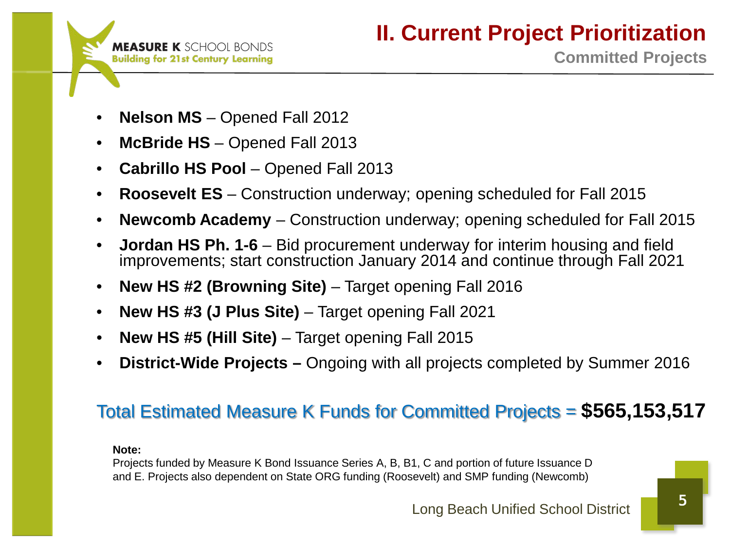## II. Current Project Prioritization

### Committed Projects

- **Nelson MS** – Opened Fall 2012
- **McBride HS** – Opened Fall 2013
- **Cabrillo HS Pool** – Opened Fall 2013
- **Roosevelt ES** – Construction underway; opening scheduled for Fall 2015
- **Newcomb Academy** – Construction underway; opening scheduled for Fall 2015
- **Jordan HS Ph. 1-6** – Bid procurement underway for interim housing and field improvements; start construction January 2014 and continue through Fall 2021
- **New HS #2 (Browning Site)** – Target opening Fall 2016
- **New HS #3 (J Plus Site)** – Target opening Fall 2021
- **New HS #5 (Hill Site)** – Target opening Fall 2015
- **District-Wide Projects –** Ongoing with all projects completed by Summer 2016

Total Estimated Measure K Funds for Committed Projects = **$565,153,517**

**Note:**
Projects funded by Measure K Bond Issuance Series A, B, B1, C and portion of future Issuance D and E. Projects also dependent on State ORG funding (Roosevelt) and SMP funding (Newcomb)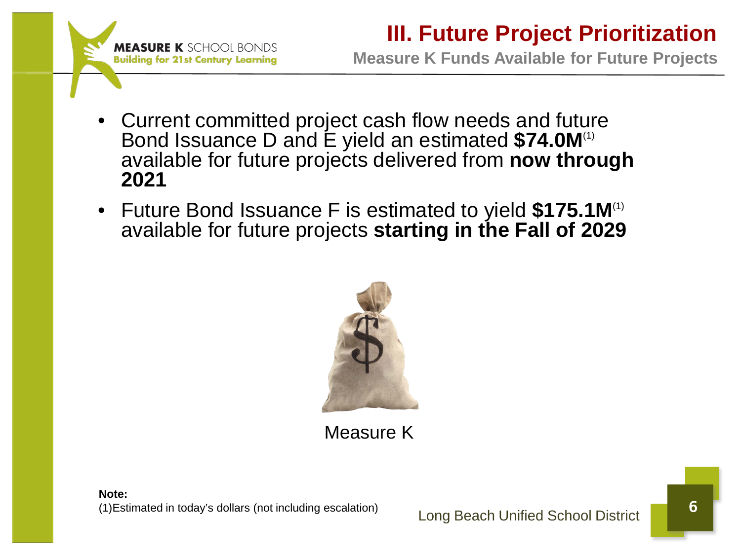# III. Future Project Prioritization

## Measure K Funds Available for Future Projects

- Current committed project cash flow needs and future Bond Issuance D and E yield an estimated **$74.0M**(1) available for future projects delivered from **now through 2021**
- Future Bond Issuance F is estimated to yield **$175.1M**(1) available for future projects **starting in the Fall of 2029**

Measure K

**Note:**
(1)Estimated in today's dollars (not including escalation)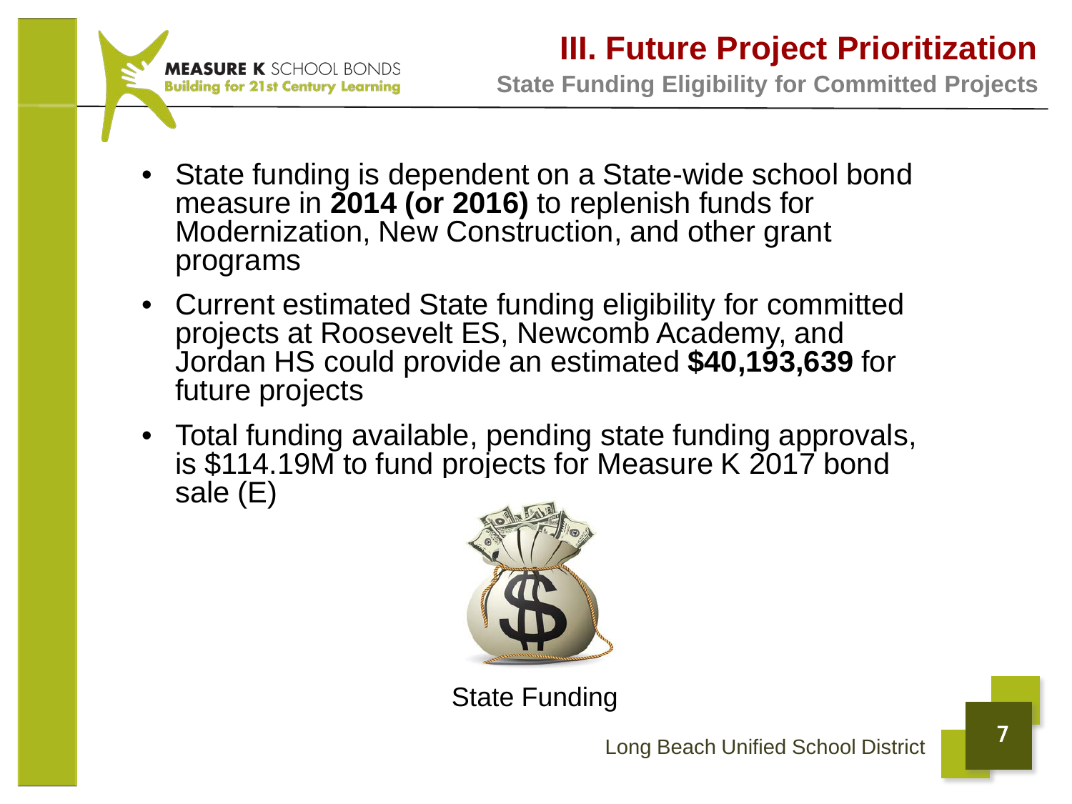# III. Future Project Prioritization

## State Funding Eligibility for Committed Projects

- State funding is dependent on a State-wide school bond measure in **2014 (or 2016)** to replenish funds for Modernization, New Construction, and other grant programs
- Current estimated State funding eligibility for committed projects at Roosevelt ES, Newcomb Academy, and Jordan HS could provide an estimated **$40,193,639** for future projects
- Total funding available, pending state funding approvals, is $114.19M to fund projects for Measure K 2017 bond sale (E)

State Funding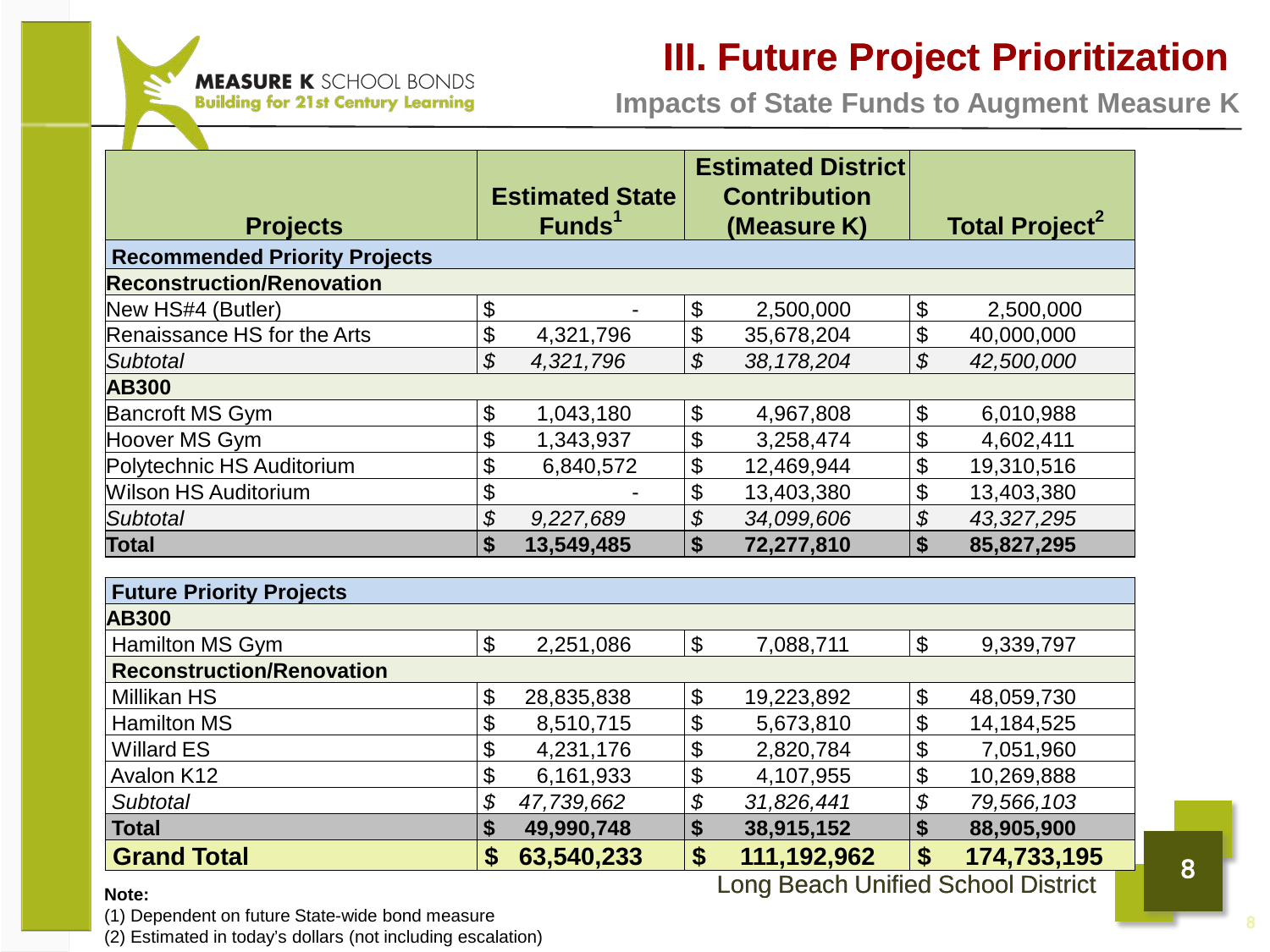# III. Future Project Prioritization

## Impacts of State Funds to Augment Measure K

MEASURE K SCHOOL BONDS
Building for 21st Century Learning

| Projects | Estimated State Funds[1] | Estimated District Contribution (Measure K) | Total Project[2] |
|---|---|---|---|
| **Recommended Priority Projects** | | | |
| **Reconstruction/Renovation** | | | |
| New HS#4 (Butler) | $ - | $ 2,500,000 | $ 2,500,000 |
| Renaissance HS for the Arts | $ 4,321,796 | $ 35,678,204 | $ 40,000,000 |
| *Subtotal* | *$ 4,321,796* | *$ 38,178,204* | *$ 42,500,000* |
| **AB300** | | | |
| Bancroft MS Gym | $ 1,043,180 | $ 4,967,808 | $ 6,010,988 |
| Hoover MS Gym | $ 1,343,937 | $ 3,258,474 | $ 4,602,411 |
| Polytechnic HS Auditorium | $ 6,840,572 | $ 12,469,944 | $ 19,310,516 |
| Wilson HS Auditorium | $ - | $ 13,403,380 | $ 13,403,380 |
| *Subtotal* | *$ 9,227,689* | *$ 34,099,606* | *$ 43,327,295* |
| **Total** | **$ 13,549,485** | **$ 72,277,810** | **$ 85,827,295** |
| | | | |
| **Future Priority Projects** | | | |
| **AB300** | | | |
| Hamilton MS Gym | $ 2,251,086 | $ 7,088,711 | $ 9,339,797 |
| **Reconstruction/Renovation** | | | |
| Millikan HS | $ 28,835,838 | $ 19,223,892 | $ 48,059,730 |
| Hamilton MS | $ 8,510,715 | $ 5,673,810 | $ 14,184,525 |
| Willard ES | $ 4,231,176 | $ 2,820,784 | $ 7,051,960 |
| Avalon K12 | $ 6,161,933 | $ 4,107,955 | $ 10,269,888 |
| *Subtotal* | *$ 47,739,662* | *$ 31,826,441* | *$ 79,566,103* |
| **Total** | **$ 49,990,748** | **$ 38,915,152** | **$ 88,905,900** |
| **Grand Total** | **$ 63,540,233** | **$ 111,192,962** | **$ 174,733,195** |

**Note:**

(1) Dependent on future State-wide bond measure

(2) Estimated in today's dollars (not including escalation)

Long Beach Unified School District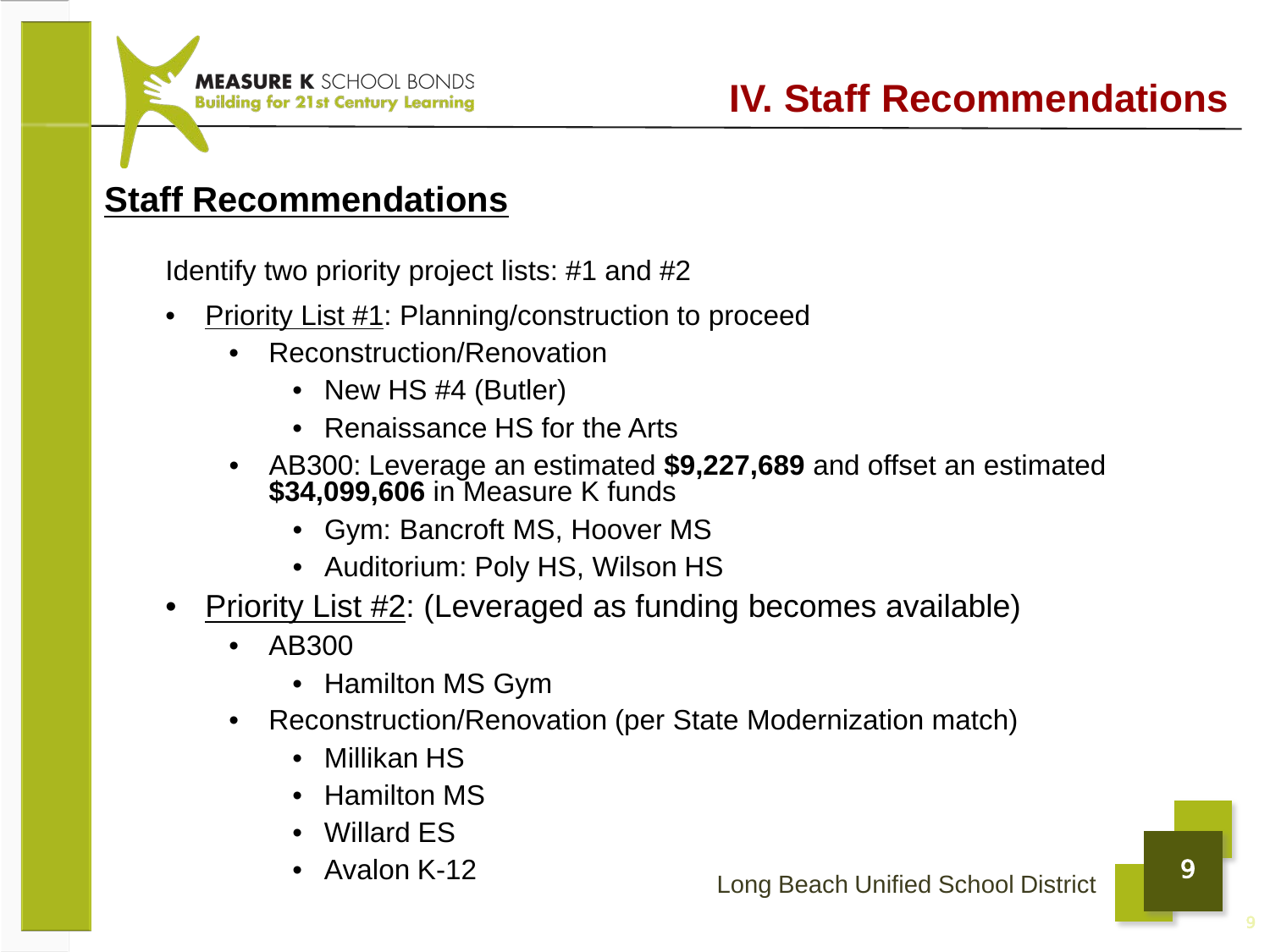# IV. Staff Recommendations

## Staff Recommendations

Identify two priority project lists: #1 and #2

- Priority List #1: Planning/construction to proceed
  - Reconstruction/Renovation
    - New HS #4 (Butler)
    - Renaissance HS for the Arts
  - AB300: Leverage an estimated **$9,227,689** and offset an estimated **$34,099,606** in Measure K funds
    - Gym: Bancroft MS, Hoover MS
    - Auditorium: Poly HS, Wilson HS
- Priority List #2: (Leveraged as funding becomes available)
  - AB300
    - Hamilton MS Gym
  - Reconstruction/Renovation (per State Modernization match)
    - Millikan HS
    - Hamilton MS
    - Willard ES
    - Avalon K-12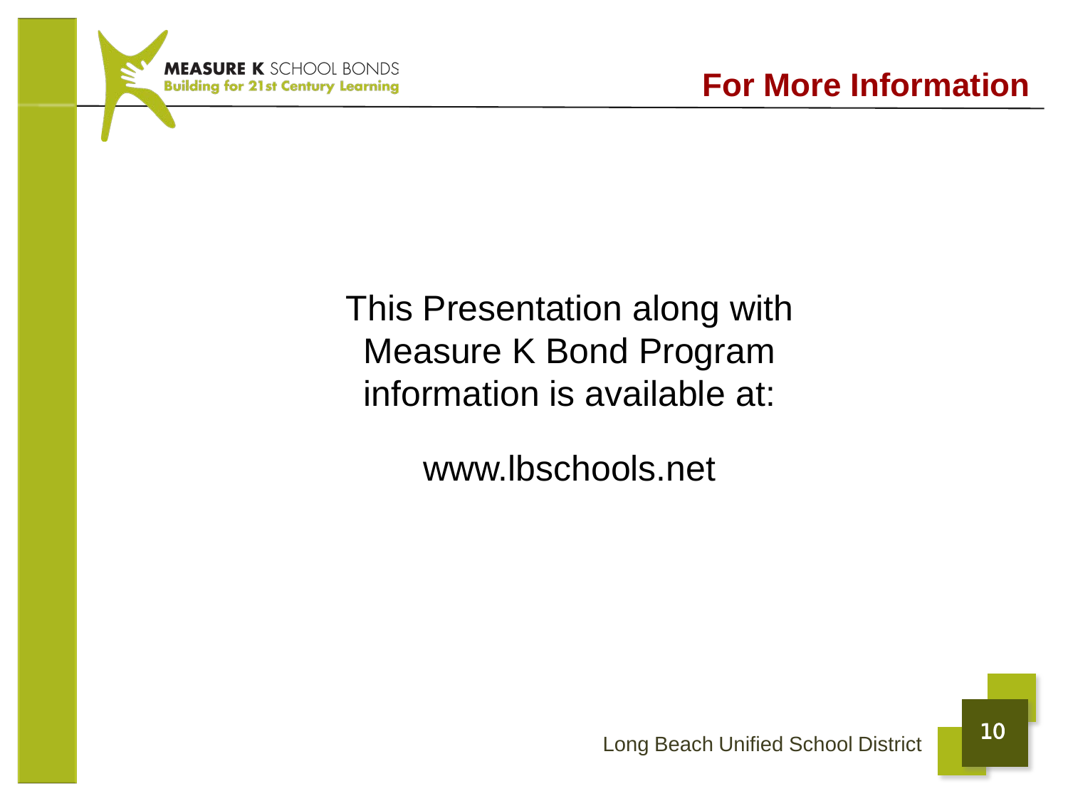# For More Information

This Presentation along with Measure K Bond Program information is available at:

www.lbschools.net